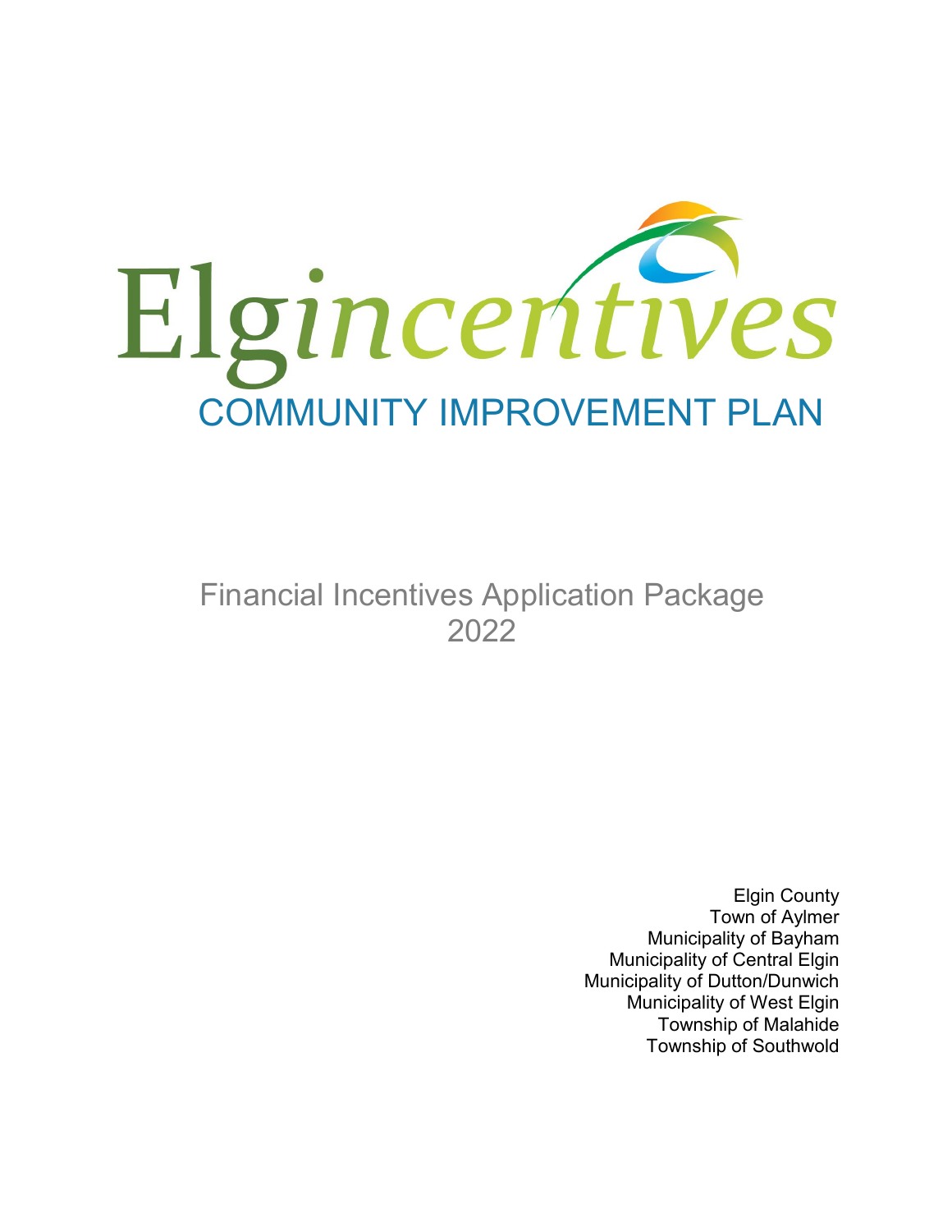# Elgincentives

## COMMUNITY IMPROVEMENT PLAN

Financial Incentives Application Package
2022

Elgin County
Town of Aylmer
Municipality of Bayham
Municipality of Central Elgin
Municipality of Dutton/Dunwich
Municipality of West Elgin
Township of Malahide
Township of Southwold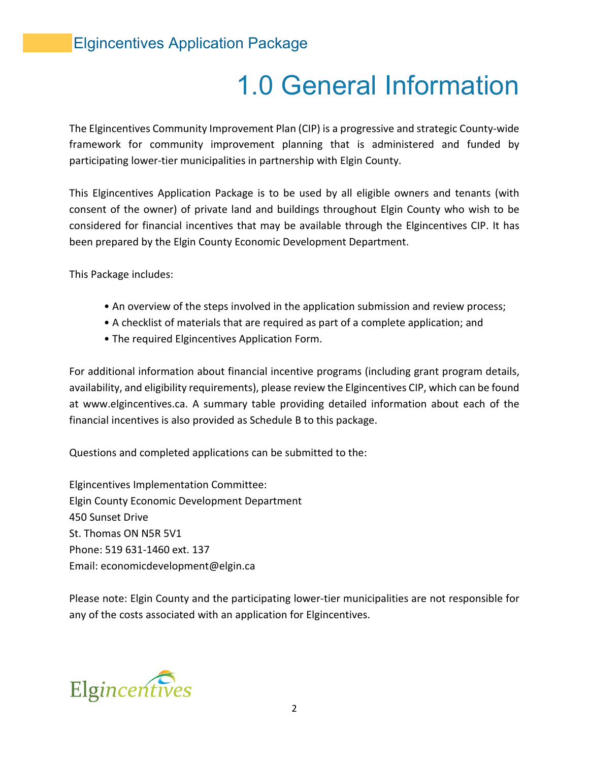# 1.0 General Information

The Elgincentives Community Improvement Plan (CIP) is a progressive and strategic County-wide framework for community improvement planning that is administered and funded by participating lower-tier municipalities in partnership with Elgin County.

This Elgincentives Application Package is to be used by all eligible owners and tenants (with consent of the owner) of private land and buildings throughout Elgin County who wish to be considered for financial incentives that may be available through the Elgincentives CIP. It has been prepared by the Elgin County Economic Development Department.

This Package includes:

- An overview of the steps involved in the application submission and review process;
- A checklist of materials that are required as part of a complete application; and
- The required Elgincentives Application Form.

For additional information about financial incentive programs (including grant program details, availability, and eligibility requirements), please review the Elgincentives CIP, which can be found at www.elgincentives.ca. A summary table providing detailed information about each of the financial incentives is also provided as Schedule B to this package.

Questions and completed applications can be submitted to the:

Elgincentives Implementation Committee:
Elgin County Economic Development Department
450 Sunset Drive
St. Thomas ON N5R 5V1
Phone: 519 631-1460 ext. 137
Email: economicdevelopment@elgin.ca

Please note: Elgin County and the participating lower-tier municipalities are not responsible for any of the costs associated with an application for Elgincentives.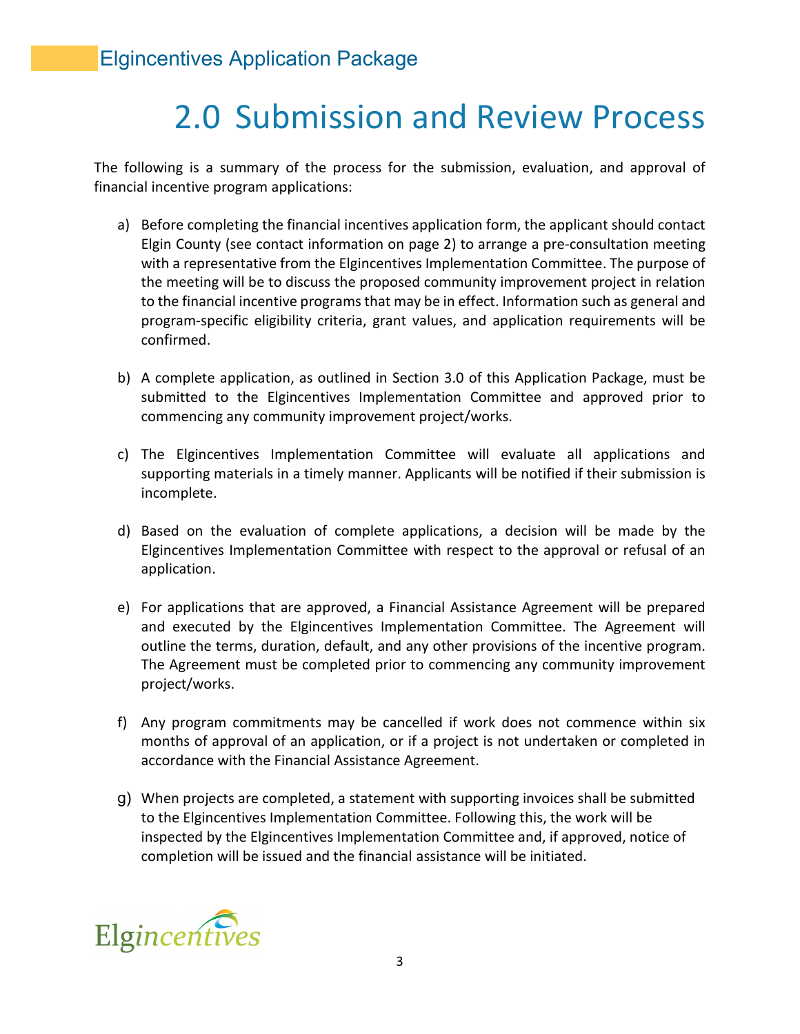# 2.0 Submission and Review Process

The following is a summary of the process for the submission, evaluation, and approval of financial incentive program applications:

a) Before completing the financial incentives application form, the applicant should contact Elgin County (see contact information on page 2) to arrange a pre-consultation meeting with a representative from the Elgincentives Implementation Committee. The purpose of the meeting will be to discuss the proposed community improvement project in relation to the financial incentive programs that may be in effect. Information such as general and program-specific eligibility criteria, grant values, and application requirements will be confirmed.

b) A complete application, as outlined in Section 3.0 of this Application Package, must be submitted to the Elgincentives Implementation Committee and approved prior to commencing any community improvement project/works.

c) The Elgincentives Implementation Committee will evaluate all applications and supporting materials in a timely manner. Applicants will be notified if their submission is incomplete.

d) Based on the evaluation of complete applications, a decision will be made by the Elgincentives Implementation Committee with respect to the approval or refusal of an application.

e) For applications that are approved, a Financial Assistance Agreement will be prepared and executed by the Elgincentives Implementation Committee. The Agreement will outline the terms, duration, default, and any other provisions of the incentive program. The Agreement must be completed prior to commencing any community improvement project/works.

f) Any program commitments may be cancelled if work does not commence within six months of approval of an application, or if a project is not undertaken or completed in accordance with the Financial Assistance Agreement.

g) When projects are completed, a statement with supporting invoices shall be submitted to the Elgincentives Implementation Committee. Following this, the work will be inspected by the Elgincentives Implementation Committee and, if approved, notice of completion will be issued and the financial assistance will be initiated.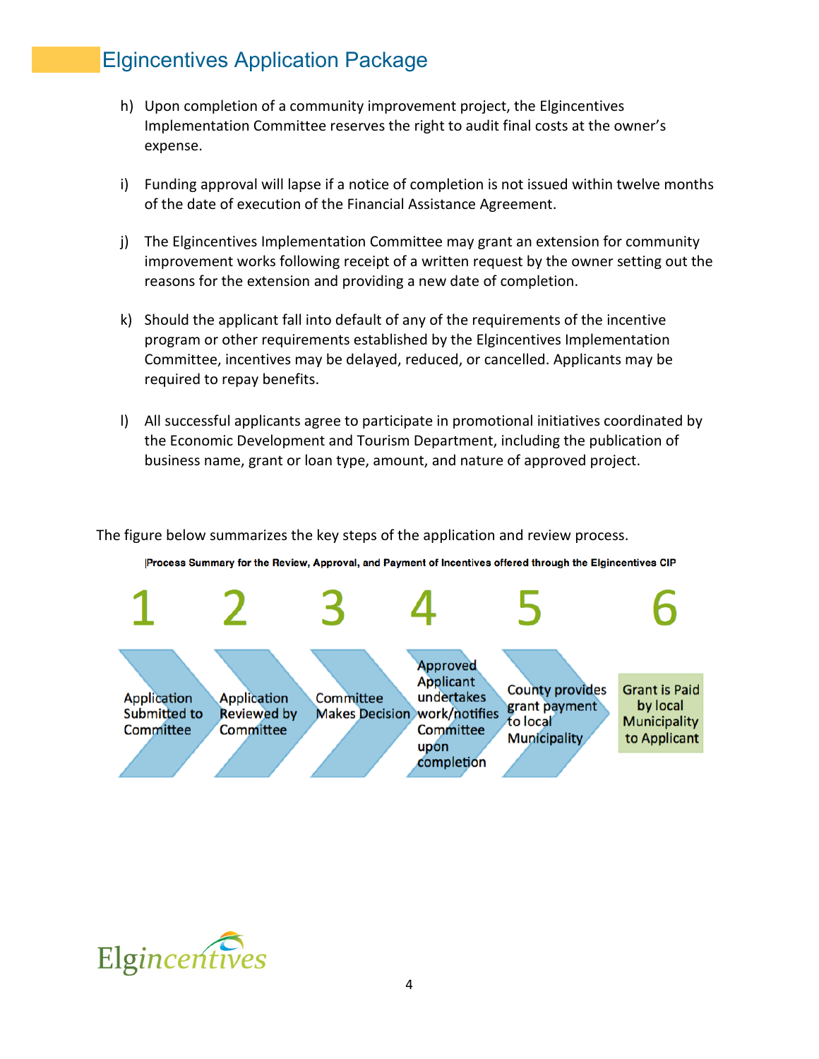h) Upon completion of a community improvement project, the Elgincentives Implementation Committee reserves the right to audit final costs at the owner's expense.

i) Funding approval will lapse if a notice of completion is not issued within twelve months of the date of execution of the Financial Assistance Agreement.

j) The Elgincentives Implementation Committee may grant an extension for community improvement works following receipt of a written request by the owner setting out the reasons for the extension and providing a new date of completion.

k) Should the applicant fall into default of any of the requirements of the incentive program or other requirements established by the Elgincentives Implementation Committee, incentives may be delayed, reduced, or cancelled. Applicants may be required to repay benefits.

l) All successful applicants agree to participate in promotional initiatives coordinated by the Economic Development and Tourism Department, including the publication of business name, grant or loan type, amount, and nature of approved project.

The figure below summarizes the key steps of the application and review process.

**Process Summary for the Review, Approval, and Payment of Incentives offered through the Elgincentives CIP**

1. Application Submitted to Committee
2. Application Reviewed by Committee
3. Committee Makes Decision
4. Approved Applicant undertakes work/notifies Committee upon completion
5. County provides grant payment to local Municipality
6. Grant is Paid by local Municipality to Applicant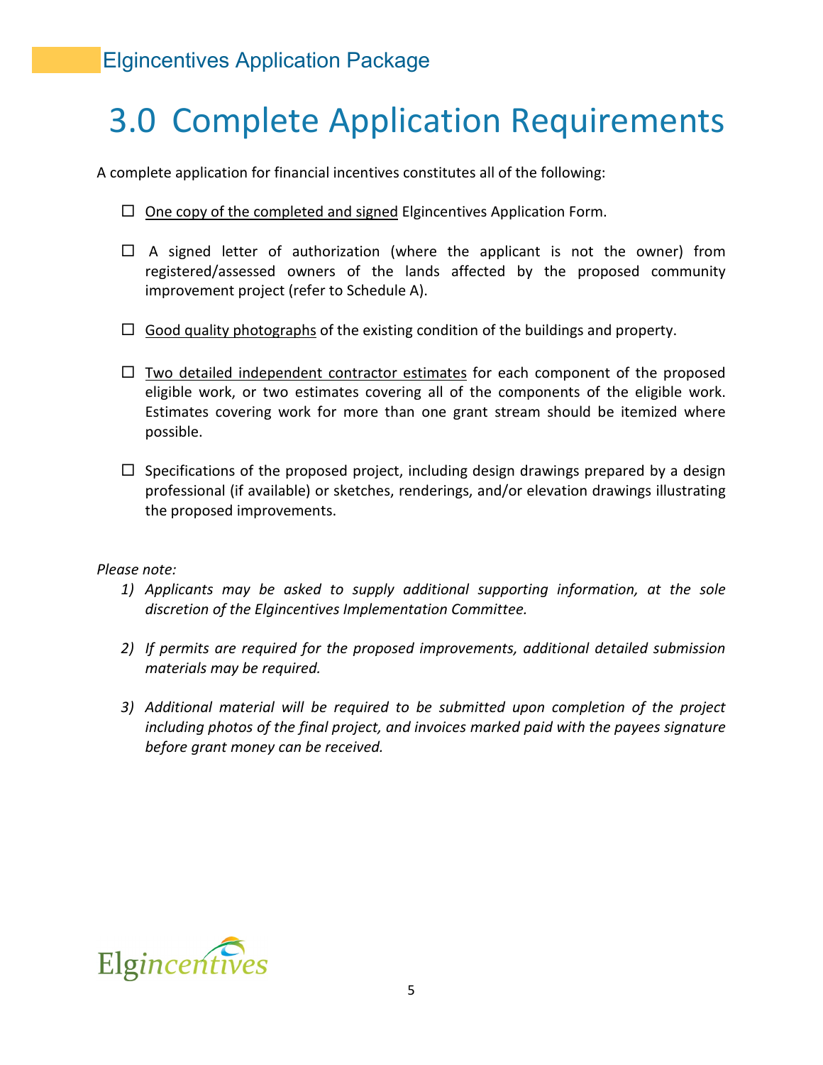# 3.0 Complete Application Requirements

A complete application for financial incentives constitutes all of the following:

- ☐ One copy of the completed and signed Elgincentives Application Form.
- ☐ A signed letter of authorization (where the applicant is not the owner) from registered/assessed owners of the lands affected by the proposed community improvement project (refer to Schedule A).
- ☐ Good quality photographs of the existing condition of the buildings and property.
- ☐ Two detailed independent contractor estimates for each component of the proposed eligible work, or two estimates covering all of the components of the eligible work. Estimates covering work for more than one grant stream should be itemized where possible.
- ☐ Specifications of the proposed project, including design drawings prepared by a design professional (if available) or sketches, renderings, and/or elevation drawings illustrating the proposed improvements.

*Please note:*

1) *Applicants may be asked to supply additional supporting information, at the sole discretion of the Elgincentives Implementation Committee.*
2) *If permits are required for the proposed improvements, additional detailed submission materials may be required.*
3) *Additional material will be required to be submitted upon completion of the project including photos of the final project, and invoices marked paid with the payees signature before grant money can be received.*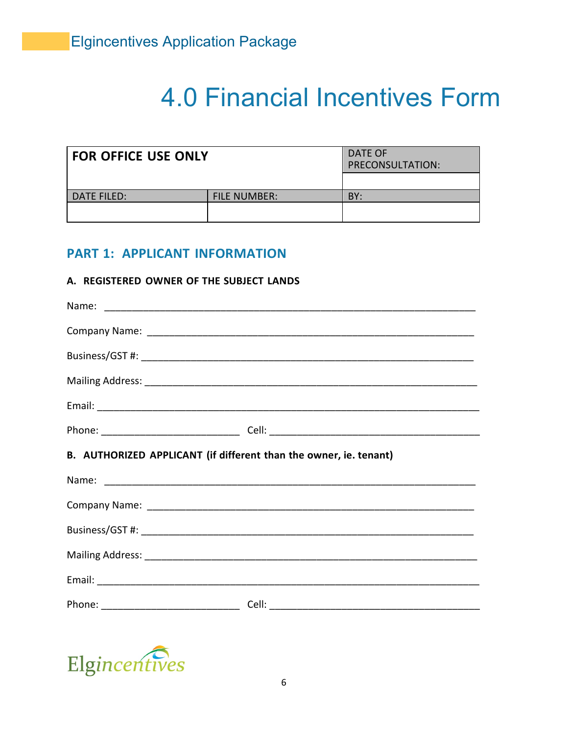# 4.0 Financial Incentives Form

| FOR OFFICE USE ONLY | | DATE OF PRECONSULTATION: |
|---|---|---|
| | | |
| DATE FILED: | FILE NUMBER: | BY: |
| | | |

## PART 1: APPLICANT INFORMATION

### A. REGISTERED OWNER OF THE SUBJECT LANDS

Name: ______________________________________________________________________

Company Name: ______________________________________________________________

Business/GST #: _____________________________________________________________

Mailing Address: _____________________________________________________________

Email: _____________________________________________________________________

Phone: ________________________ Cell: ____________________________________

### B. AUTHORIZED APPLICANT (if different than the owner, ie. tenant)

Name: ______________________________________________________________________

Company Name: ______________________________________________________________

Business/GST #: _____________________________________________________________

Mailing Address: _____________________________________________________________

Email: _____________________________________________________________________

Phone: ________________________ Cell: ____________________________________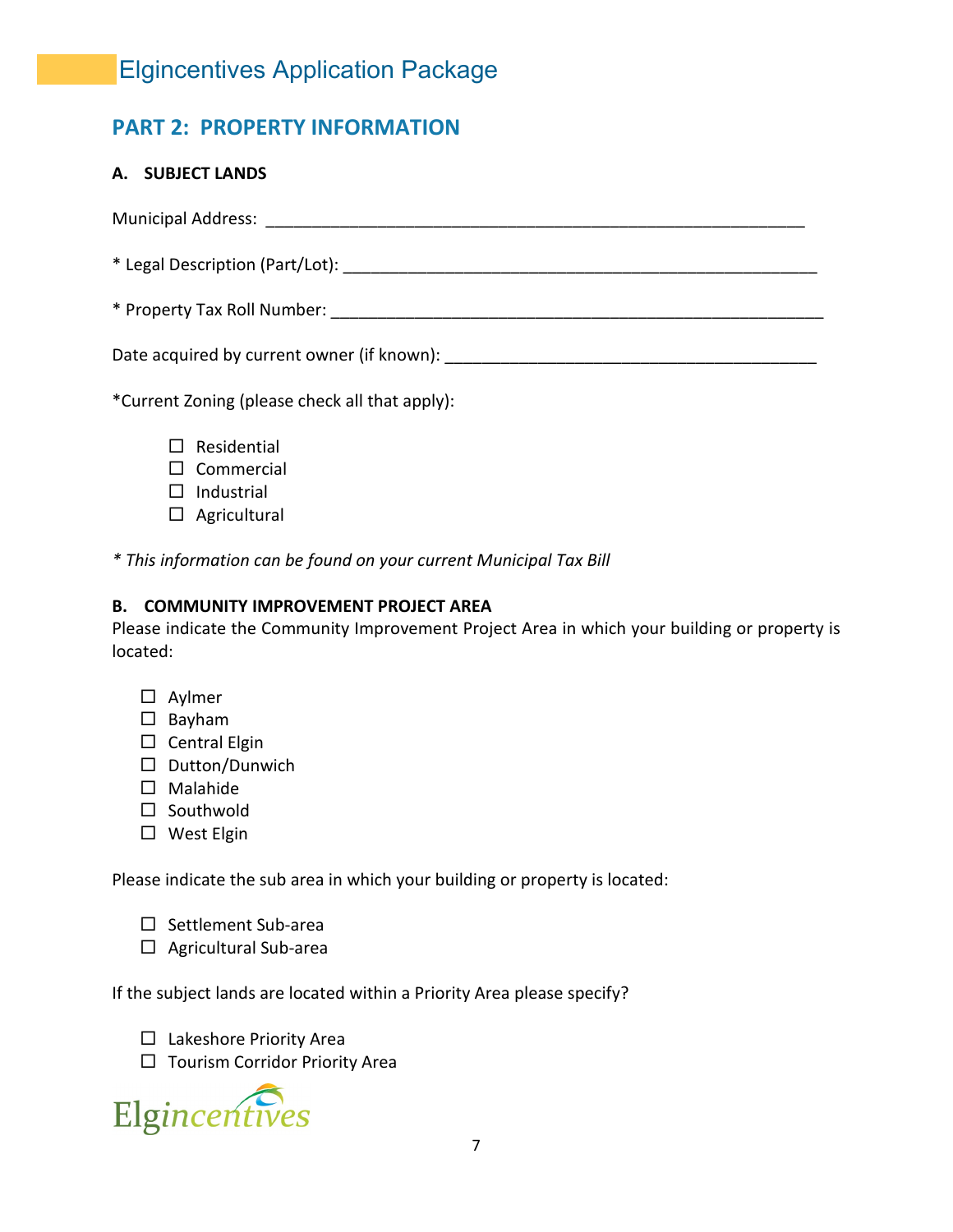## PART 2: PROPERTY INFORMATION

### A. SUBJECT LANDS

Municipal Address: ____________________________________________________________

* Legal Description (Part/Lot): ____________________________________________________

* Property Tax Roll Number: _______________________________________________________

Date acquired by current owner (if known): ________________________________________

*Current Zoning (please check all that apply):

- ☐ Residential
- ☐ Commercial
- ☐ Industrial
- ☐ Agricultural

*\* This information can be found on your current Municipal Tax Bill*

### B. COMMUNITY IMPROVEMENT PROJECT AREA

Please indicate the Community Improvement Project Area in which your building or property is located:

- ☐ Aylmer
- ☐ Bayham
- ☐ Central Elgin
- ☐ Dutton/Dunwich
- ☐ Malahide
- ☐ Southwold
- ☐ West Elgin

Please indicate the sub area in which your building or property is located:

- ☐ Settlement Sub-area
- ☐ Agricultural Sub-area

If the subject lands are located within a Priority Area please specify?

- ☐ Lakeshore Priority Area
- ☐ Tourism Corridor Priority Area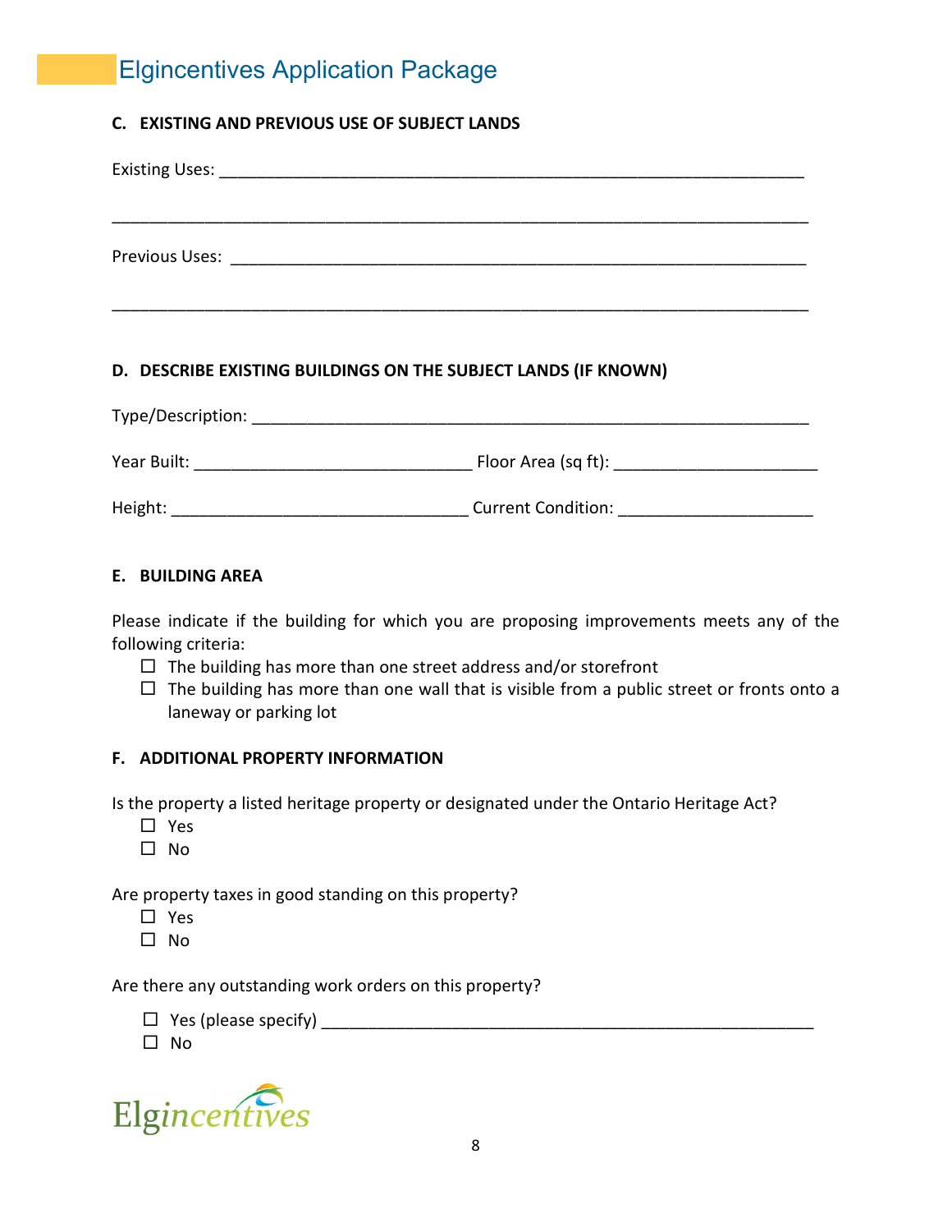#### C. EXISTING AND PREVIOUS USE OF SUBJECT LANDS

Existing Uses: ______________________________________________________________

________________________________________________________________________

Previous Uses: ______________________________________________________________

________________________________________________________________________

#### D. DESCRIBE EXISTING BUILDINGS ON THE SUBJECT LANDS (IF KNOWN)

Type/Description: ___________________________________________________________

Year Built: ______________________________ Floor Area (sq ft): _____________________

Height: ________________________________ Current Condition: ____________________

#### E. BUILDING AREA

Please indicate if the building for which you are proposing improvements meets any of the following criteria:

- ☐ The building has more than one street address and/or storefront
- ☐ The building has more than one wall that is visible from a public street or fronts onto a laneway or parking lot

#### F. ADDITIONAL PROPERTY INFORMATION

Is the property a listed heritage property or designated under the Ontario Heritage Act?

- ☐ Yes
- ☐ No

Are property taxes in good standing on this property?

- ☐ Yes
- ☐ No

Are there any outstanding work orders on this property?

- ☐ Yes (please specify) ___________________________________________________
- ☐ No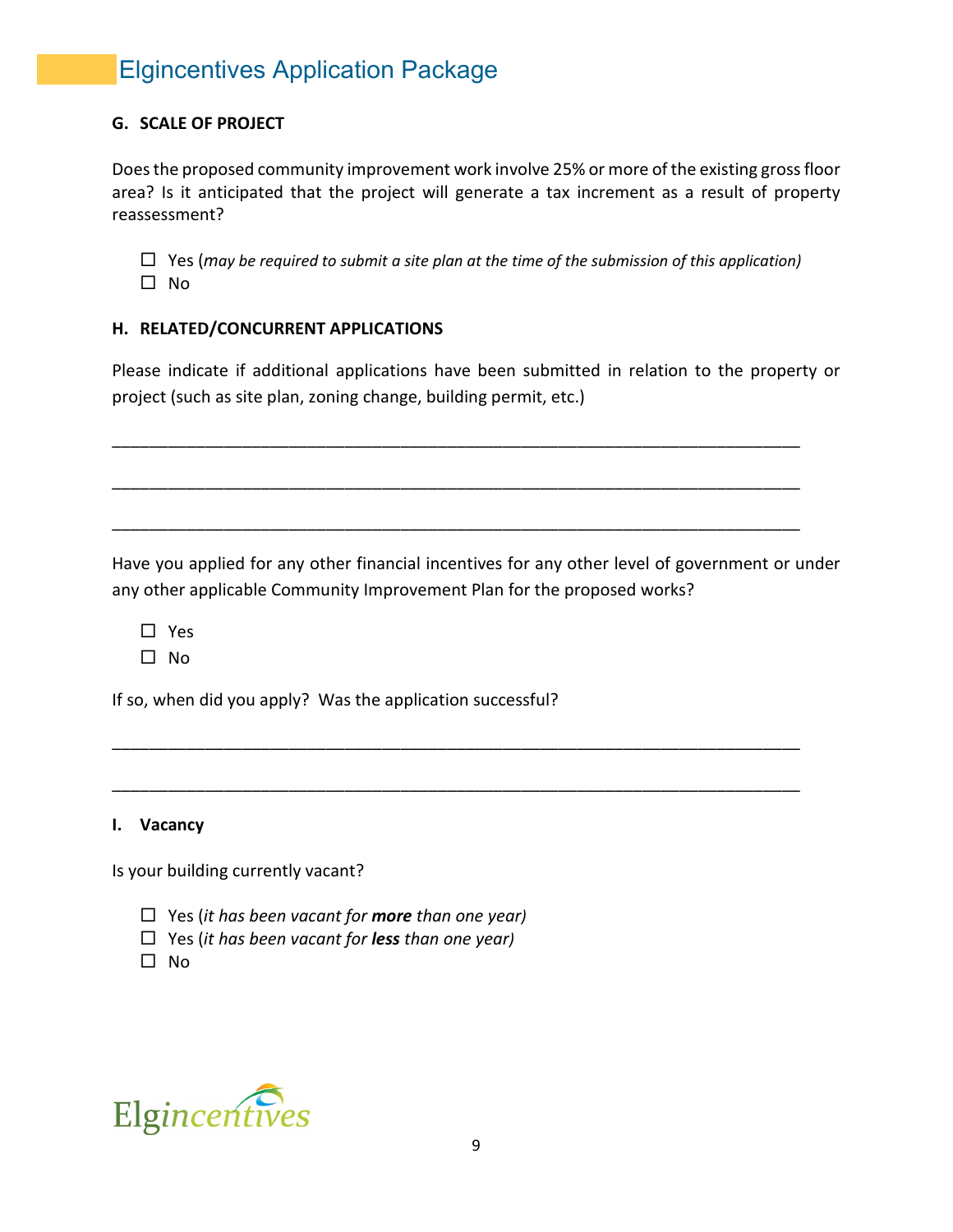### G. SCALE OF PROJECT

Does the proposed community improvement work involve 25% or more of the existing gross floor area? Is it anticipated that the project will generate a tax increment as a result of property reassessment?

☐ Yes (*may be required to submit a site plan at the time of the submission of this application)*
☐ No

### H. RELATED/CONCURRENT APPLICATIONS

Please indicate if additional applications have been submitted in relation to the property or project (such as site plan, zoning change, building permit, etc.)

_______________________________________________________________________

_______________________________________________________________________

_______________________________________________________________________

Have you applied for any other financial incentives for any other level of government or under any other applicable Community Improvement Plan for the proposed works?

☐ Yes
☐ No

If so, when did you apply? Was the application successful?

_______________________________________________________________________

_______________________________________________________________________

### I. Vacancy

Is your building currently vacant?

☐ Yes (*it has been vacant for* ***more*** *than one year)*
☐ Yes (*it has been vacant for* ***less*** *than one year)*
☐ No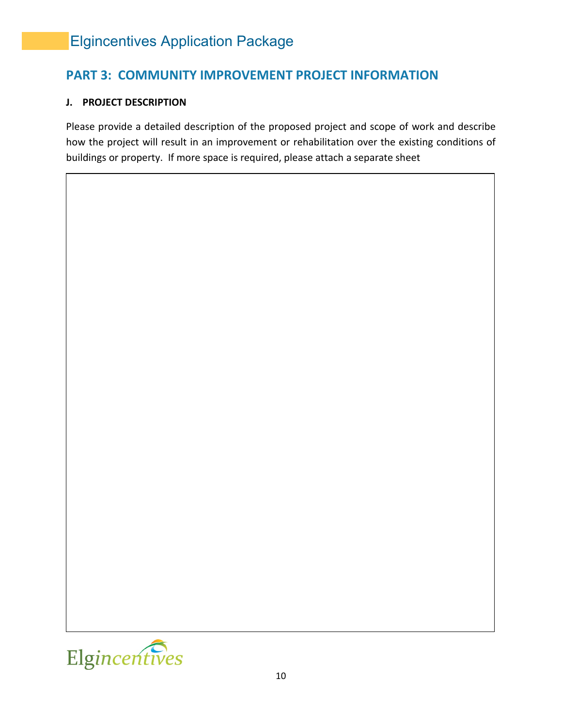## PART 3: COMMUNITY IMPROVEMENT PROJECT INFORMATION

### J. PROJECT DESCRIPTION

Please provide a detailed description of the proposed project and scope of work and describe how the project will result in an improvement or rehabilitation over the existing conditions of buildings or property. If more space is required, please attach a separate sheet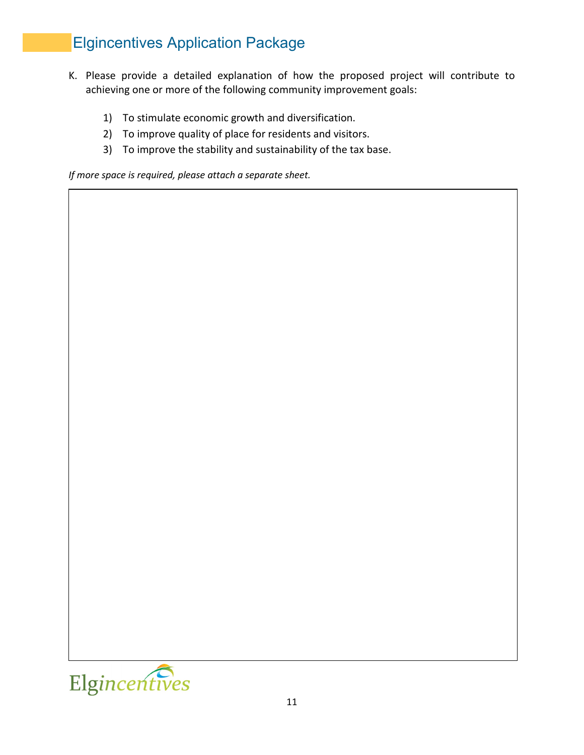K. Please provide a detailed explanation of how the proposed project will contribute to achieving one or more of the following community improvement goals:

1) To stimulate economic growth and diversification.
2) To improve quality of place for residents and visitors.
3) To improve the stability and sustainability of the tax base.

*If more space is required, please attach a separate sheet.*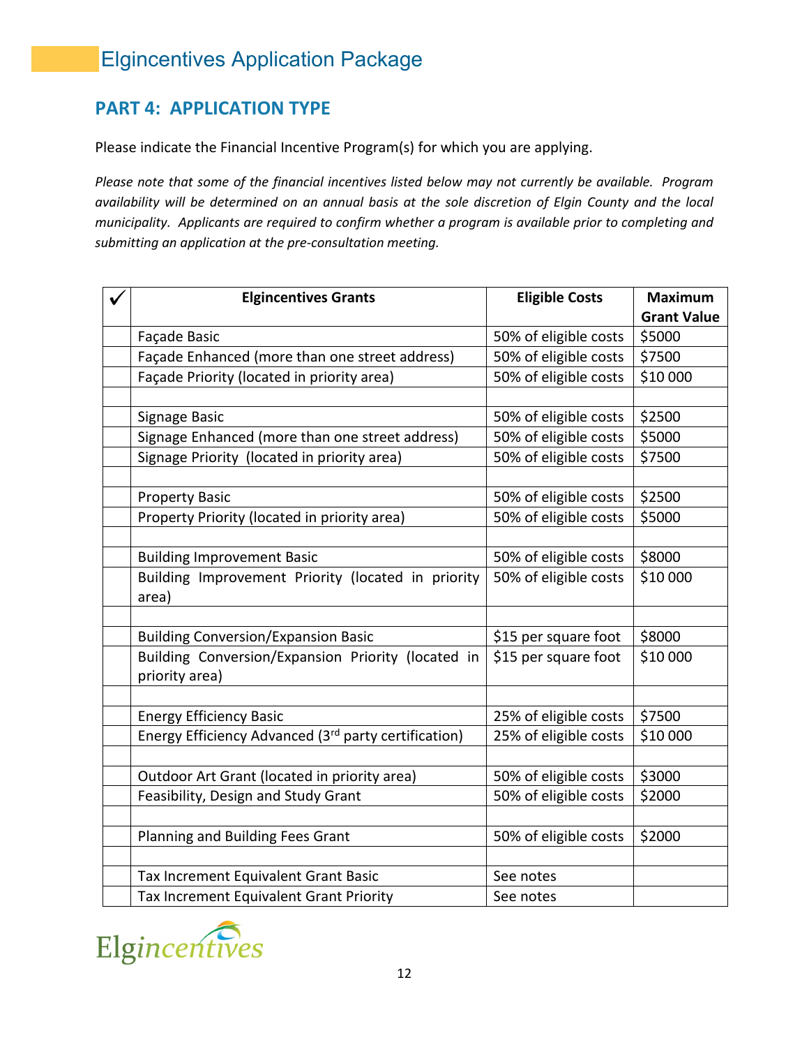## PART 4: APPLICATION TYPE

Please indicate the Financial Incentive Program(s) for which you are applying.

*Please note that some of the financial incentives listed below may not currently be available. Program availability will be determined on an annual basis at the sole discretion of Elgin County and the local municipality. Applicants are required to confirm whether a program is available prior to completing and submitting an application at the pre-consultation meeting.*

| ✓ | Elgincentives Grants | Eligible Costs | Maximum Grant Value |
|---|---|---|---|
| | Façade Basic | 50% of eligible costs | $5000 |
| | Façade Enhanced (more than one street address) | 50% of eligible costs | $7500 |
| | Façade Priority (located in priority area) | 50% of eligible costs | $10 000 |
| | | | |
| | Signage Basic | 50% of eligible costs | $2500 |
| | Signage Enhanced (more than one street address) | 50% of eligible costs | $5000 |
| | Signage Priority (located in priority area) | 50% of eligible costs | $7500 |
| | | | |
| | Property Basic | 50% of eligible costs | $2500 |
| | Property Priority (located in priority area) | 50% of eligible costs | $5000 |
| | | | |
| | Building Improvement Basic | 50% of eligible costs | $8000 |
| | Building Improvement Priority (located in priority area) | 50% of eligible costs | $10 000 |
| | | | |
| | Building Conversion/Expansion Basic | $15 per square foot | $8000 |
| | Building Conversion/Expansion Priority (located in priority area) | $15 per square foot | $10 000 |
| | | | |
| | Energy Efficiency Basic | 25% of eligible costs | $7500 |
| | Energy Efficiency Advanced (3rd party certification) | 25% of eligible costs | $10 000 |
| | | | |
| | Outdoor Art Grant (located in priority area) | 50% of eligible costs | $3000 |
| | Feasibility, Design and Study Grant | 50% of eligible costs | $2000 |
| | | | |
| | Planning and Building Fees Grant | 50% of eligible costs | $2000 |
| | | | |
| | Tax Increment Equivalent Grant Basic | See notes | |
| | Tax Increment Equivalent Grant Priority | See notes | |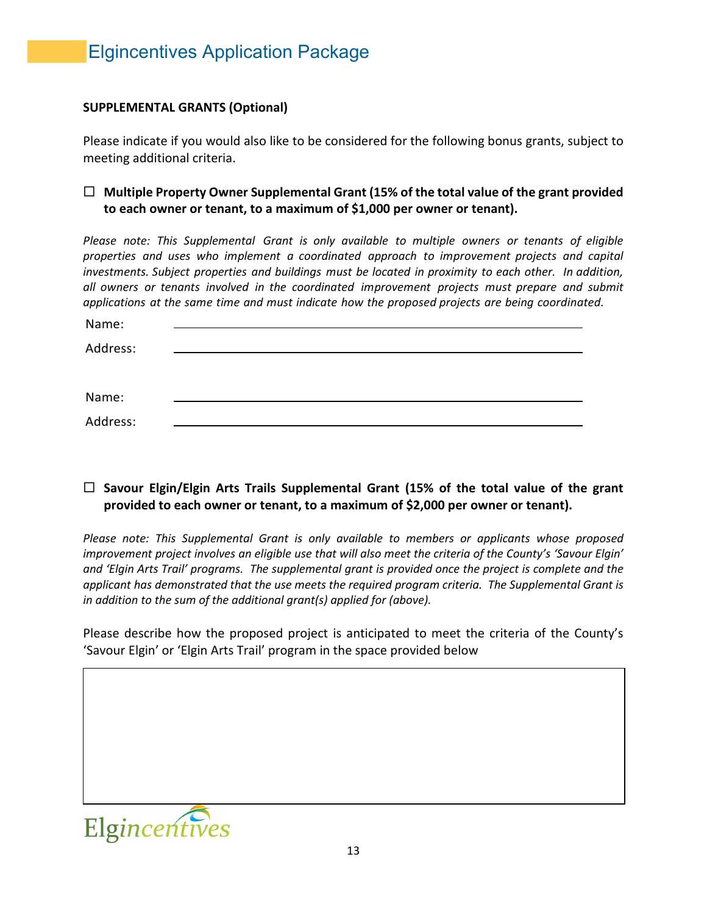**SUPPLEMENTAL GRANTS (Optional)**

Please indicate if you would also like to be considered for the following bonus grants, subject to meeting additional criteria.

☐ **Multiple Property Owner Supplemental Grant (15% of the total value of the grant provided to each owner or tenant, to a maximum of $1,000 per owner or tenant).**

*Please note: This Supplemental Grant is only available to multiple owners or tenants of eligible properties and uses who implement a coordinated approach to improvement projects and capital investments. Subject properties and buildings must be located in proximity to each other. In addition, all owners or tenants involved in the coordinated improvement projects must prepare and submit applications at the same time and must indicate how the proposed projects are being coordinated.*

Name: ______________________________

Address: ______________________________

Name: ______________________________

Address: ______________________________

☐ **Savour Elgin/Elgin Arts Trails Supplemental Grant (15% of the total value of the grant provided to each owner or tenant, to a maximum of $2,000 per owner or tenant).**

*Please note: This Supplemental Grant is only available to members or applicants whose proposed improvement project involves an eligible use that will also meet the criteria of the County's 'Savour Elgin' and 'Elgin Arts Trail' programs. The supplemental grant is provided once the project is complete and the applicant has demonstrated that the use meets the required program criteria. The Supplemental Grant is in addition to the sum of the additional grant(s) applied for (above).*

Please describe how the proposed project is anticipated to meet the criteria of the County's 'Savour Elgin' or 'Elgin Arts Trail' program in the space provided below

|   |
|---|
|   |

Elgincentives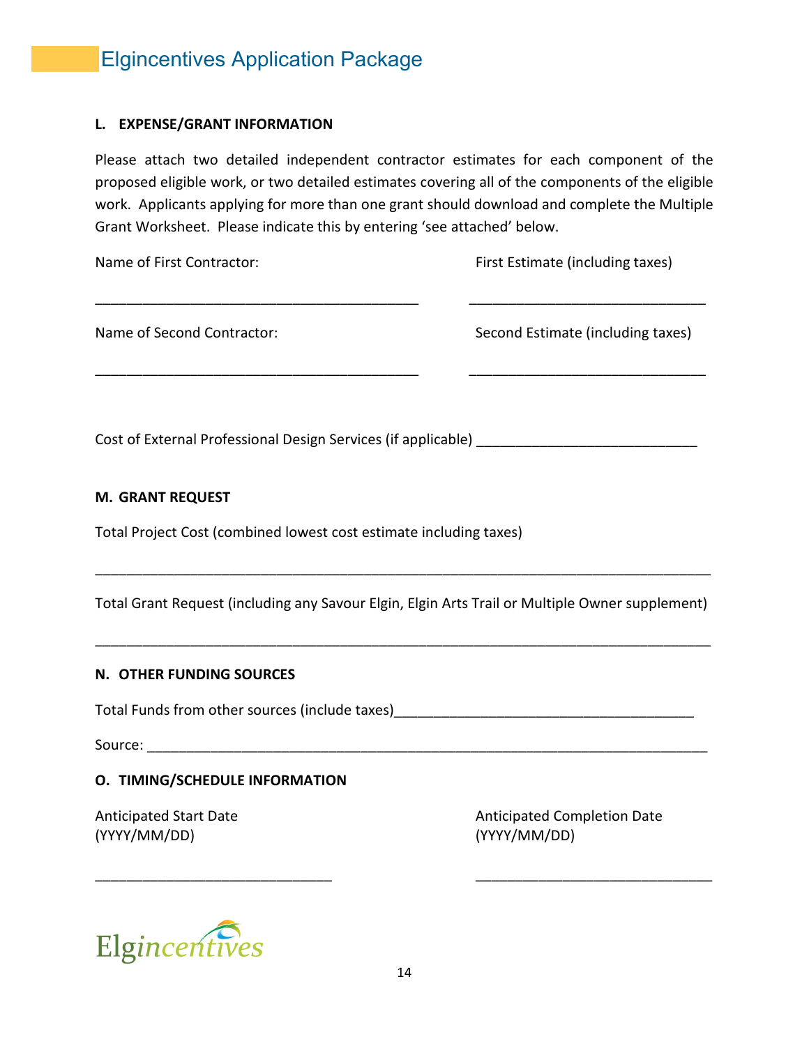### L. EXPENSE/GRANT INFORMATION

Please attach two detailed independent contractor estimates for each component of the proposed eligible work, or two detailed estimates covering all of the components of the eligible work. Applicants applying for more than one grant should download and complete the Multiple Grant Worksheet. Please indicate this by entering 'see attached' below.

Name of First Contractor: ______________________________ First Estimate (including taxes) ______________________________

Name of Second Contractor: ______________________________ Second Estimate (including taxes) ______________________________

Cost of External Professional Design Services (if applicable) ______________________________

### M. GRANT REQUEST

Total Project Cost (combined lowest cost estimate including taxes)

______________________________________________________________________

Total Grant Request (including any Savour Elgin, Elgin Arts Trail or Multiple Owner supplement)

______________________________________________________________________

### N. OTHER FUNDING SOURCES

Total Funds from other sources (include taxes)______________________________

Source: ______________________________________________________________________

### O. TIMING/SCHEDULE INFORMATION

Anticipated Start Date (YYYY/MM/DD) ______________________________

Anticipated Completion Date (YYYY/MM/DD) ______________________________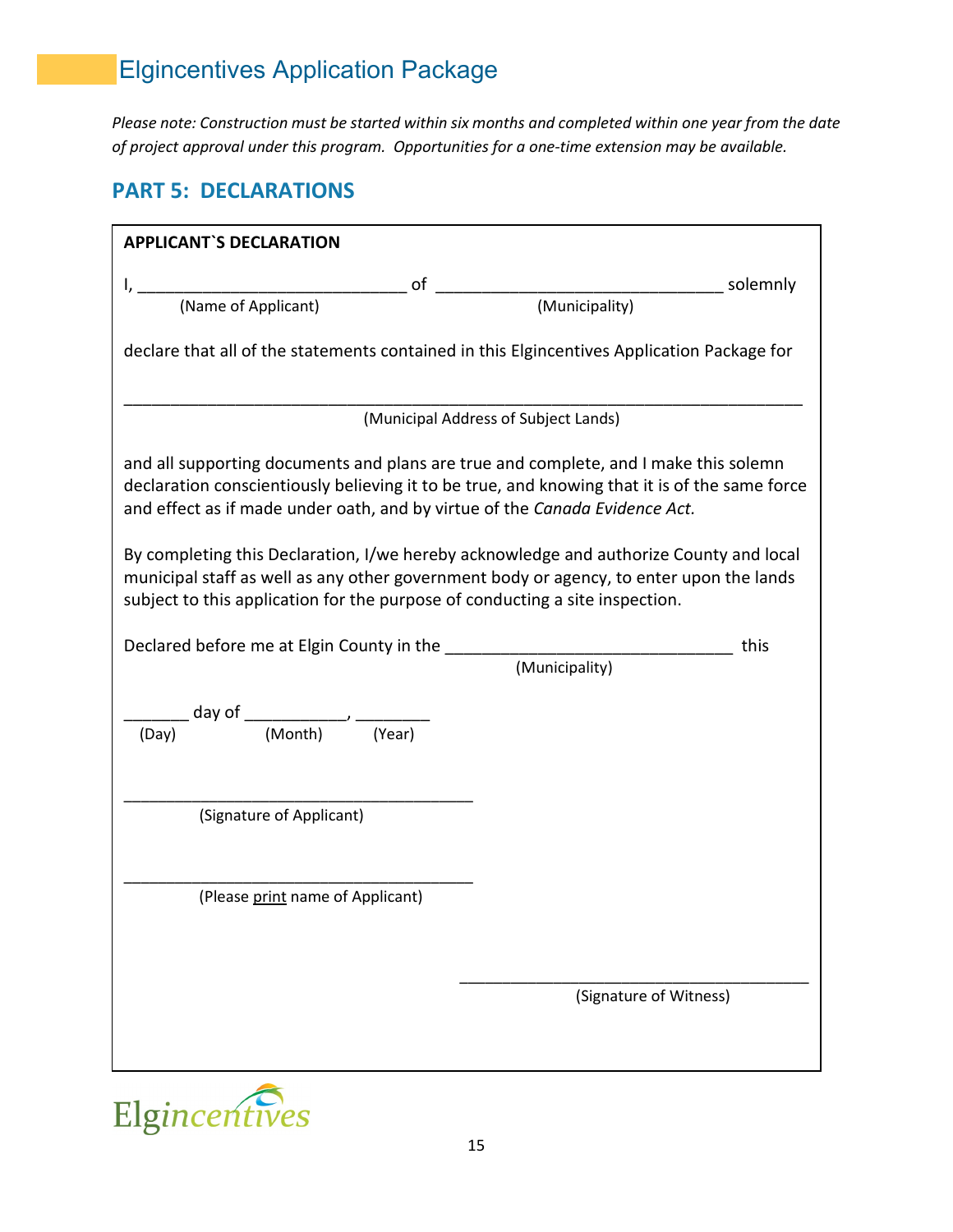*Please note: Construction must be started within six months and completed within one year from the date of project approval under this program. Opportunities for a one-time extension may be available.*

## PART 5: DECLARATIONS

**APPLICANT`S DECLARATION**

I, _____________________________ of _______________________________ solemnly
(Name of Applicant) (Municipality)

declare that all of the statements contained in this Elgincentives Application Package for

_________________________________________________________________________
(Municipal Address of Subject Lands)

and all supporting documents and plans are true and complete, and I make this solemn declaration conscientiously believing it to be true, and knowing that it is of the same force and effect as if made under oath, and by virtue of the *Canada Evidence Act.*

By completing this Declaration, I/we hereby acknowledge and authorize County and local municipal staff as well as any other government body or agency, to enter upon the lands subject to this application for the purpose of conducting a site inspection.

Declared before me at Elgin County in the _______________________________ this
(Municipality)

_______ day of ___________, ________
(Day) (Month) (Year)

______________________________________
(Signature of Applicant)

______________________________________
(Please print name of Applicant)

______________________________________
(Signature of Witness)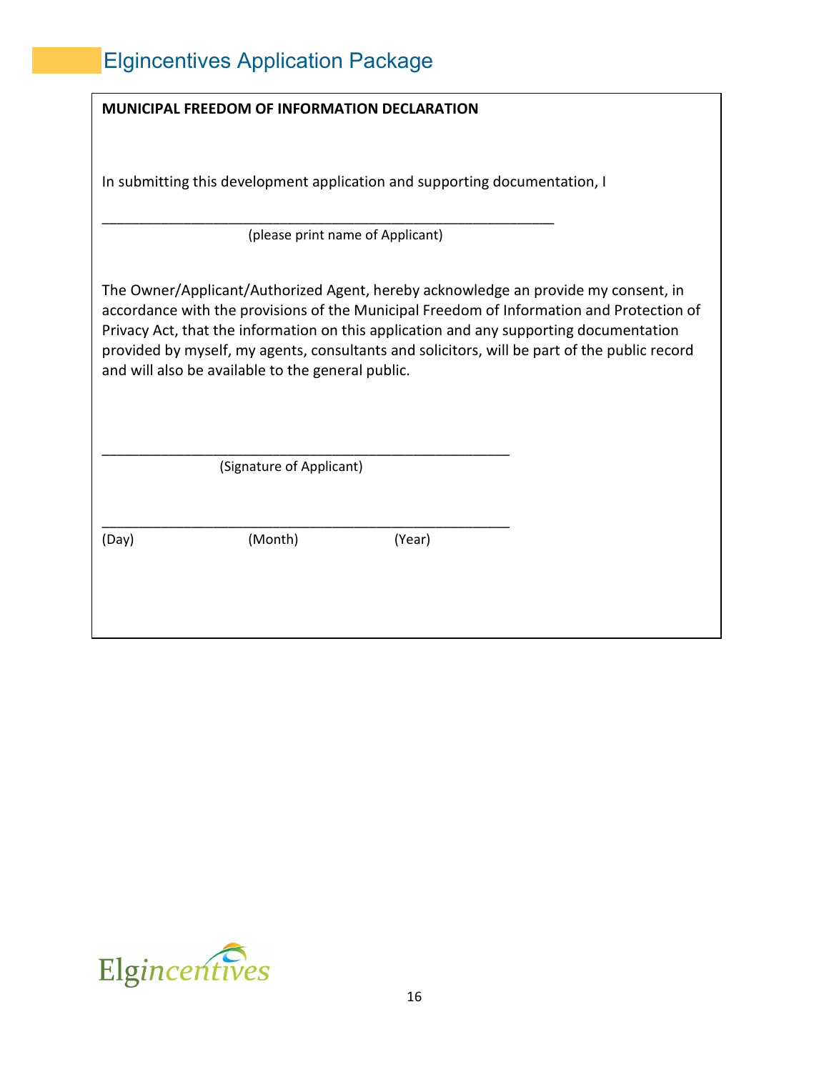**MUNICIPAL FREEDOM OF INFORMATION DECLARATION**

In submitting this development application and supporting documentation, I

\_\_\_\_\_\_\_\_\_\_\_\_\_\_\_\_\_\_\_\_\_\_\_\_\_\_\_\_\_\_\_\_\_\_\_\_\_\_\_\_\_\_\_\_\_\_\_\_\_\_\_\_\_\_\_\_\_\_\_\_
(please print name of Applicant)

The Owner/Applicant/Authorized Agent, hereby acknowledge an provide my consent, in accordance with the provisions of the Municipal Freedom of Information and Protection of Privacy Act, that the information on this application and any supporting documentation provided by myself, my agents, consultants and solicitors, will be part of the public record and will also be available to the general public.

\_\_\_\_\_\_\_\_\_\_\_\_\_\_\_\_\_\_\_\_\_\_\_\_\_\_\_\_\_\_\_\_\_\_\_\_\_\_\_\_\_\_\_\_\_\_\_\_\_\_\_\_\_
(Signature of Applicant)

\_\_\_\_\_\_\_\_\_\_\_\_\_\_\_\_\_\_\_\_\_\_\_\_\_\_\_\_\_\_\_\_\_\_\_\_\_\_\_\_\_\_\_\_\_\_\_\_\_\_\_\_\_
(Day) (Month) (Year)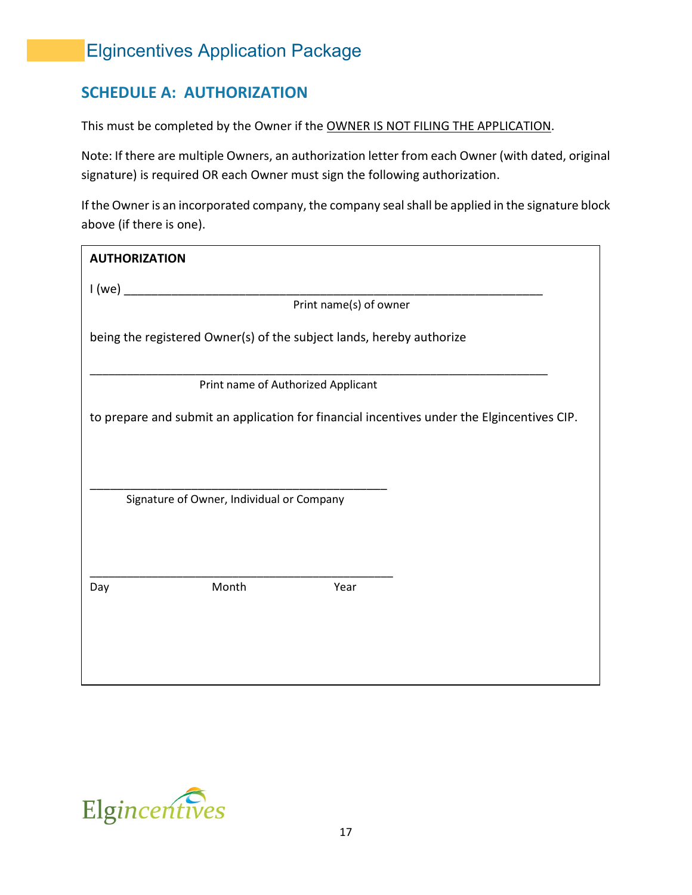## SCHEDULE A: AUTHORIZATION

This must be completed by the Owner if the OWNER IS NOT FILING THE APPLICATION.

Note: If there are multiple Owners, an authorization letter from each Owner (with dated, original signature) is required OR each Owner must sign the following authorization.

If the Owner is an incorporated company, the company seal shall be applied in the signature block above (if there is one).

**AUTHORIZATION**

I (we) ________________________________________________________________

Print name(s) of owner

being the registered Owner(s) of the subject lands, hereby authorize

______________________________________________________________________

Print name of Authorized Applicant

to prepare and submit an application for financial incentives under the Elgincentives CIP.

_____________________________________________

Signature of Owner, Individual or Company

_____________________________________________

Day Month Year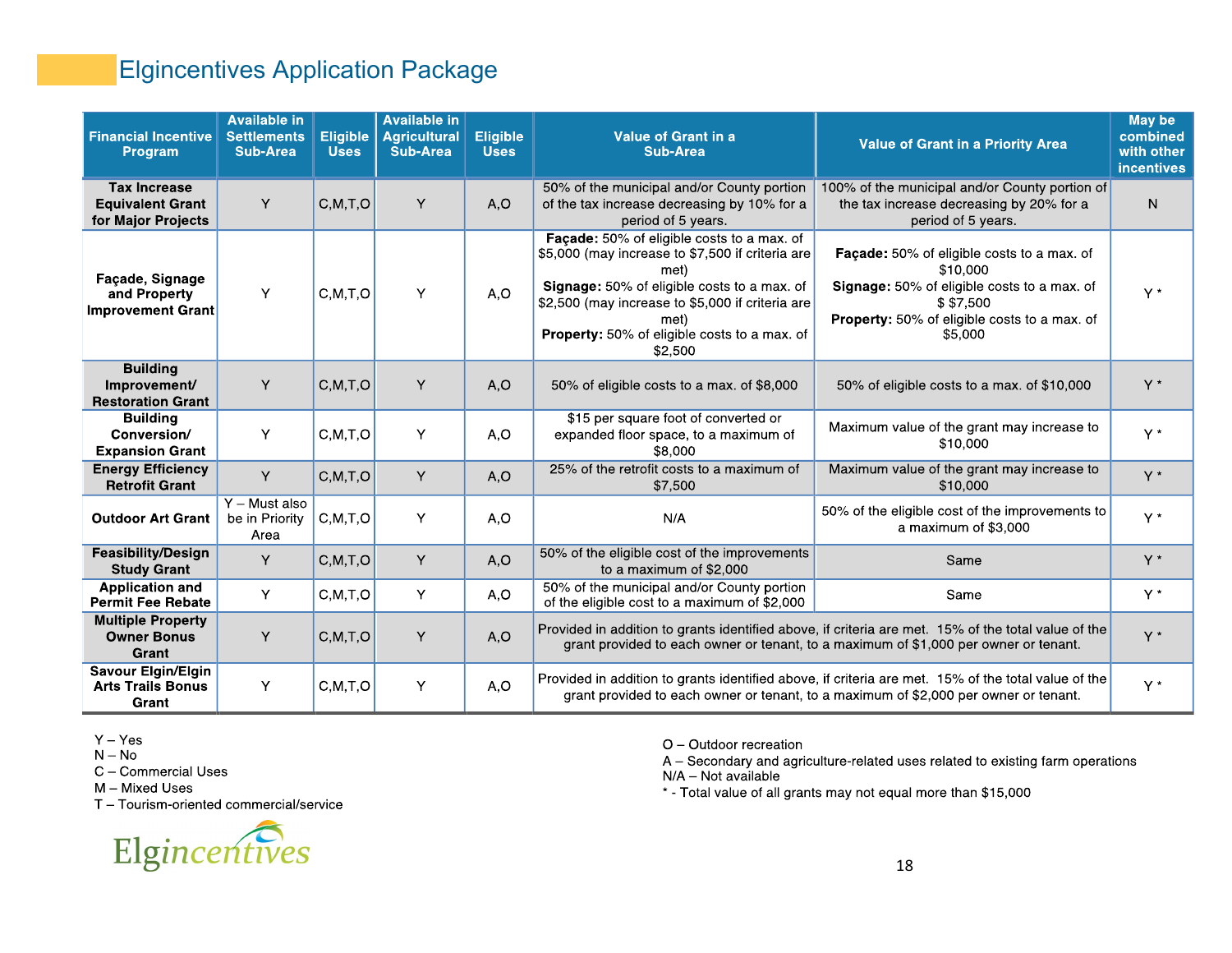# Elgincentives Application Package

| Financial Incentive Program | Available in Settlements Sub-Area | Eligible Uses | Available in Agricultural Sub-Area | Eligible Uses | Value of Grant in a Sub-Area | Value of Grant in a Priority Area | May be combined with other incentives |
|---|---|---|---|---|---|---|---|
| **Tax Increase Equivalent Grant for Major Projects** | Y | C,M,T,O | Y | A,O | 50% of the municipal and/or County portion of the tax increase decreasing by 10% for a period of 5 years. | 100% of the municipal and/or County portion of the tax increase decreasing by 20% for a period of 5 years. | N |
| **Façade, Signage and Property Improvement Grant** | Y | C,M,T,O | Y | A,O | **Façade:** 50% of eligible costs to a max. of $5,000 (may increase to $7,500 if criteria are met) **Signage:** 50% of eligible costs to a max. of $2,500 (may increase to $5,000 if criteria are met) **Property:** 50% of eligible costs to a max. of $2,500 | **Façade:** 50% of eligible costs to a max. of $10,000 **Signage:** 50% of eligible costs to a max. of $ $7,500 **Property:** 50% of eligible costs to a max. of $5,000 | Y * |
| **Building Improvement/ Restoration Grant** | Y | C,M,T,O | Y | A,O | 50% of eligible costs to a max. of $8,000 | 50% of eligible costs to a max. of $10,000 | Y * |
| **Building Conversion/ Expansion Grant** | Y | C,M,T,O | Y | A,O | $15 per square foot of converted or expanded floor space, to a maximum of $8,000 | Maximum value of the grant may increase to $10,000 | Y * |
| **Energy Efficiency Retrofit Grant** | Y | C,M,T,O | Y | A,O | 25% of the retrofit costs to a maximum of $7,500 | Maximum value of the grant may increase to $10,000 | Y * |
| **Outdoor Art Grant** | Y – Must also be in Priority Area | C,M,T,O | Y | A,O | N/A | 50% of the eligible cost of the improvements to a maximum of $3,000 | Y * |
| **Feasibility/Design Study Grant** | Y | C,M,T,O | Y | A,O | 50% of the eligible cost of the improvements to a maximum of $2,000 | Same | Y * |
| **Application and Permit Fee Rebate** | Y | C,M,T,O | Y | A,O | 50% of the municipal and/or County portion of the eligible cost to a maximum of $2,000 | Same | Y * |
| **Multiple Property Owner Bonus Grant** | Y | C,M,T,O | Y | A,O | Provided in addition to grants identified above, if criteria are met. 15% of the total value of the grant provided to each owner or tenant, to a maximum of $1,000 per owner or tenant. | | Y * |
| **Savour Elgin/Elgin Arts Trails Bonus Grant** | Y | C,M,T,O | Y | A,O | Provided in addition to grants identified above, if criteria are met. 15% of the total value of the grant provided to each owner or tenant, to a maximum of $2,000 per owner or tenant. | | Y * |

Y – Yes
N – No
C – Commercial Uses
M – Mixed Uses
T – Tourism-oriented commercial/service

O – Outdoor recreation
A – Secondary and agriculture-related uses related to existing farm operations
N/A – Not available
* - Total value of all grants may not equal more than $15,000

Elgincentives